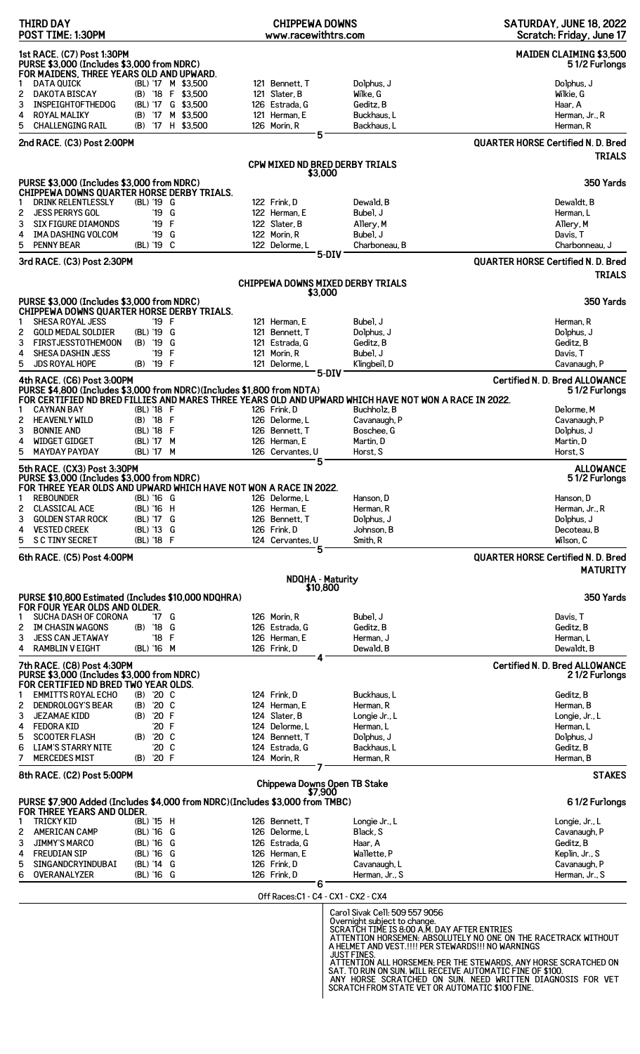THIRD DAY
POST TIME: 1:30PM

**CHIPPEWA DOWNS**
www.racewithtrs.com

SATURDAY, JUNE 18, 2022
Scratch: Friday, June 17

## 1st RACE. (C7) Post 1:30PM — MAIDEN CLAIMING $3,500

PURSE $3,000 (Includes $3,000 from NDRC)
FOR MAIDENS, THREE YEARS OLD AND UPWARD.
5 1/2 Furlongs

| # | Horse | Equip/Age/Sex/Claim | Wt/Jockey | Trainer | Owner |
|---|---|---|---|---|---|
| 1 | DATA QUICK | (BL) '17 M $3,500 | 121 Bennett, T | Dolphus, J | Dolphus, J |
| 2 | DAKOTA BISCAY | (B) '18 F $3,500 | 121 Slater, B | Wilke, G | Wilkie, G |
| 3 | INSPEIGHTOFTHEDOG | (BL) '17 G $3,500 | 126 Estrada, G | Geditz, B | Haar, A |
| 4 | ROYAL MALIKY | (B) '17 M $3,500 | 121 Herman, E | Buckhaus, L | Herman, Jr., R |
| 5 | CHALLENGING RAIL | (B) '17 H $3,500 | 126 Morin, R | Backhaus, L | Herman, R |

5

## 2nd RACE. (C3) Post 2:00PM — QUARTER HORSE Certified N. D. Bred TRIALS

**CPW MIXED ND BRED DERBY TRIALS**
$3,000

PURSE $3,000 (Includes $3,000 from NDRC)
CHIPPEWA DOWNS QUARTER HORSE DERBY TRIALS.
350 Yards

| # | Horse | Equip/Age/Sex | Wt/Jockey | Trainer | Owner |
|---|---|---|---|---|---|
| 1 | DRINK RELENTLESSLY | (BL) '19 G | 122 Frink, D | Dewald, B | Dewaldt, B |
| 2 | JESS PERRYS GOL | '19 G | 122 Herman, E | Bubel, J | Herman, L |
| 3 | SIX FIGURE DIAMONDS | '19 F | 122 Slater, B | Allery, M | Allery, M |
| 4 | IMA DASHING VOLCOM | '19 G | 122 Morin, R | Bubel, J | Davis, T |
| 5 | PENNY BEAR | (BL) '19 C | 122 Delorme, L | Charboneau, B | Charbonneau, J |

5-DIV

## 3rd RACE. (C3) Post 2:30PM — QUARTER HORSE Certified N. D. Bred TRIALS

**CHIPPEWA DOWNS MIXED DERBY TRIALS**
$3,000

PURSE $3,000 (Includes $3,000 from NDRC)
CHIPPEWA DOWNS QUARTER HORSE DERBY TRIALS.
350 Yards

| # | Horse | Equip/Age/Sex | Wt/Jockey | Trainer | Owner |
|---|---|---|---|---|---|
| 1 | SHESA ROYAL JESS | '19 F | 121 Herman, E | Bubel, J | Herman, R |
| 2 | GOLD MEDAL SOLDIER | (BL) '19 G | 121 Bennett, T | Dolphus, J | Dolphus, J |
| 3 | FIRSTJESSTOTHEMOON | (B) '19 G | 121 Estrada, G | Geditz, B | Geditz, B |
| 4 | SHESA DASHIN JESS | '19 F | 121 Morin, R | Bubel, J | Davis, T |
| 5 | JDS ROYAL HOPE | (B) '19 F | 121 Delorme, L | Klingbeil, D | Cavanaugh, P |

5-DIV

## 4th RACE. (C6) Post 3:00PM — Certified N. D. Bred ALLOWANCE

PURSE $4,800 (Includes $3,000 from NDRC)(Includes $1,800 from NDTA)
FOR CERTIFIED ND BRED FILLIES AND MARES THREE YEARS OLD AND UPWARD WHICH HAVE NOT WON A RACE IN 2022.
5 1/2 Furlongs

| # | Horse | Equip/Age/Sex | Wt/Jockey | Trainer | Owner |
|---|---|---|---|---|---|
| 1 | CAYNAN BAY | (BL) '18 F | 126 Frink, D | Buchholz, B | Delorme, M |
| 2 | HEAVENLY WILD | (B) '18 F | 126 Delorme, L | Cavanaugh, P | Cavanaugh, P |
| 3 | BONNIE AND | (BL) '18 F | 126 Bennett, T | Boschee, G | Dolphus, J |
| 4 | WIDGET GIDGET | (BL) '17 M | 126 Herman, E | Martin, D | Martin, D |
| 5 | MAYDAY PAYDAY | (BL) '17 M | 126 Cervantes, U | Horst, S | Horst, S |

5

## 5th RACE. (CX3) Post 3:30PM — ALLOWANCE

PURSE $3,000 (Includes $3,000 from NDRC)
FOR THREE YEAR OLDS AND UPWARD WHICH HAVE NOT WON A RACE IN 2022.
5 1/2 Furlongs

| # | Horse | Equip/Age/Sex | Wt/Jockey | Trainer | Owner |
|---|---|---|---|---|---|
| 1 | REBOUNDER | (BL) '16 G | 126 Delorme, L | Hanson, D | Hanson, D |
| 2 | CLASSICAL ACE | (BL) '16 H | 126 Herman, E | Herman, R | Herman, Jr., R |
| 3 | GOLDEN STAR ROCK | (BL) '17 G | 126 Bennett, T | Dolphus, J | Dolphus, J |
| 4 | VESTED CREEK | (BL) '13 G | 126 Frink, D | Johnson, B | Decoteau, B |
| 5 | S C TINY SECRET | (BL) '18 F | 124 Cervantes, U | Smith, R | Wilson, C |

5

## 6th RACE. (C5) Post 4:00PM — QUARTER HORSE Certified N. D. Bred MATURITY

**NDQHA - Maturity**
$10,800

PURSE $10,800 Estimated (Includes $10,000 NDQHRA)
FOR FOUR YEAR OLDS AND OLDER.
350 Yards

| # | Horse | Equip/Age/Sex | Wt/Jockey | Trainer | Owner |
|---|---|---|---|---|---|
| 1 | SUCHA DASH OF CORONA | '17 G | 126 Morin, R | Bubel, J | Davis, T |
| 2 | IM CHASIN WAGONS | (B) '18 G | 126 Estrada, G | Geditz, B | Geditz, B |
| 3 | JESS CAN JETAWAY | '18 F | 126 Herman, E | Herman, J | Herman, L |
| 4 | RAMBLIN V EIGHT | (BL) '16 M | 126 Frink, D | Dewald, B | Dewaldt, B |

4

## 7th RACE. (C8) Post 4:30PM — Certified N. D. Bred ALLOWANCE

PURSE $3,000 (Includes $3,000 from NDRC)
FOR CERTIFIED ND BRED TWO YEAR OLDS.
2 1/2 Furlongs

| # | Horse | Equip/Age/Sex | Wt/Jockey | Trainer | Owner |
|---|---|---|---|---|---|
| 1 | EMMITTS ROYAL ECHO | (B) '20 C | 124 Frink, D | Buckhaus, L | Geditz, B |
| 2 | DENDROLOGY'S BEAR | (B) '20 C | 124 Herman, E | Herman, R | Herman, B |
| 3 | JEZAMAE KIDD | (B) '20 F | 124 Slater, B | Longie Jr., L | Longie, Jr., L |
| 4 | FEDORA KID | '20 F | 124 Delorme, L | Herman, L | Herman, L |
| 5 | SCOOTER FLASH | (B) '20 C | 124 Bennett, T | Dolphus, J | Dolphus, J |
| 6 | LIAM'S STARRY NITE | '20 C | 124 Estrada, G | Backhaus, L | Geditz, B |
| 7 | MERCEDES MIST | (B) '20 F | 124 Morin, R | Herman, R | Herman, B |

7

## 8th RACE. (C2) Post 5:00PM — STAKES

**Chippewa Downs Open TB Stake**
$7,900

PURSE $7,900 Added (Includes $4,000 from NDRC)(Includes $3,000 from TMBC)
FOR THREE YEARS AND OLDER.
6 1/2 Furlongs

| # | Horse | Equip/Age/Sex | Wt/Jockey | Trainer | Owner |
|---|---|---|---|---|---|
| 1 | TRICKY KID | (BL) '15 H | 126 Bennett, T | Longie Jr., L | Longie, Jr., L |
| 2 | AMERICAN CAMP | (BL) '16 G | 126 Delorme, L | Black, S | Cavanaugh, P |
| 3 | JIMMY'S MARCO | (BL) '16 G | 126 Estrada, G | Haar, A | Geditz, B |
| 4 | FREUDIAN SIP | (BL) '16 G | 126 Herman, E | Wallette, P | Keplin, Jr., S |
| 5 | SINGANDCRYINDUBAI | (BL) '14 G | 126 Frink, D | Cavanaugh, L | Cavanaugh, P |
| 6 | OVERANALYZER | (BL) '16 G | 126 Frink, D | Herman, Jr., S | Herman, Jr., S |

6

Off Races:C1 - C4 - CX1 - CX2 - CX4

Carol Sivak Cell: 509 557 9056
Overnight subject to change.
SCRATCH TIME IS 8:00 A.M. DAY AFTER ENTRIES
ATTENTION HORSEMEN: ABSOLUTELY NO ONE ON THE RACETRACK WITHOUT A HELMET AND VEST.!!!! PER STEWARDS!!! NO WARNINGS JUST FINES.
ATTENTION ALL HORSEMEN: PER THE STEWARDS, ANY HORSE SCRATCHED ON SAT. TO RUN ON SUN. WILL RECEIVE AUTOMATIC FINE OF $100.
ANY HORSE SCRATCHED ON SUN. NEED WRITTEN DIAGNOSIS FOR VET SCRATCH FROM STATE VET OR AUTOMATIC $100 FINE.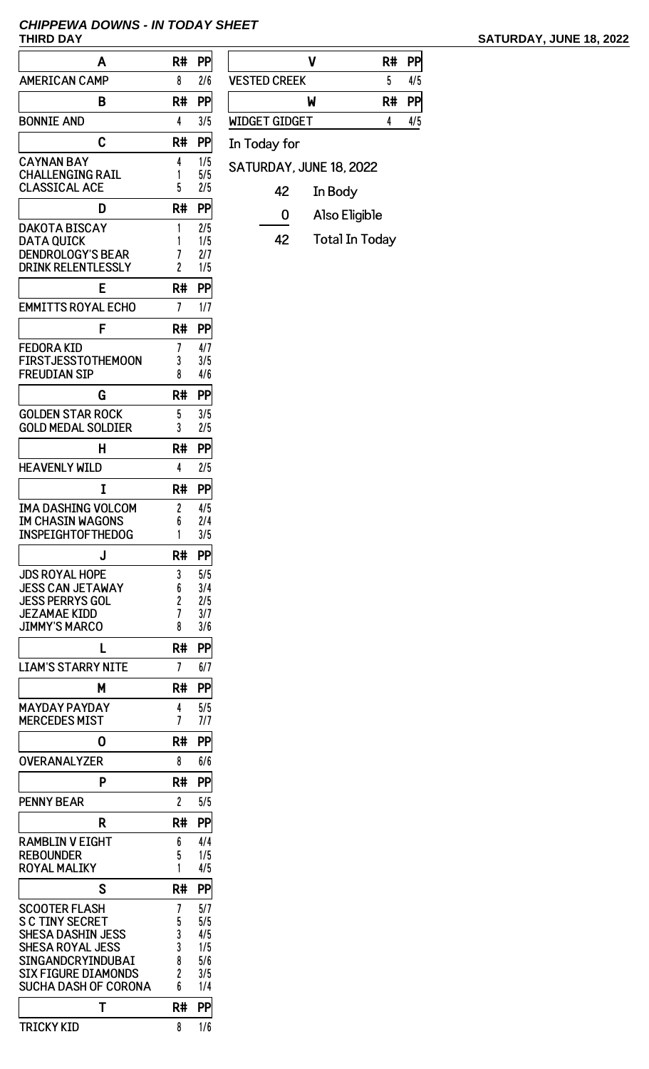# CHIPPEWA DOWNS - IN TODAY SHEET

**THIRD DAY** **SATURDAY, JUNE 18, 2022**

| A | R# | PP |
|---|---|---|
| AMERICAN CAMP | 8 | 2/6 |

| B | R# | PP |
|---|---|---|
| BONNIE AND | 4 | 3/5 |

| C | R# | PP |
|---|---|---|
| CAYNAN BAY | 4 | 1/5 |
| CHALLENGING RAIL | 1 | 5/5 |
| CLASSICAL ACE | 5 | 2/5 |

| D | R# | PP |
|---|---|---|
| DAKOTA BISCAY | 1 | 2/5 |
| DATA QUICK | 1 | 1/5 |
| DENDROLOGY'S BEAR | 7 | 2/7 |
| DRINK RELENTLESSLY | 2 | 1/5 |

| E | R# | PP |
|---|---|---|
| EMMITTS ROYAL ECHO | 7 | 1/7 |

| F | R# | PP |
|---|---|---|
| FEDORA KID | 7 | 4/7 |
| FIRSTJESSTOTHEMOON | 3 | 3/5 |
| FREUDIAN SIP | 8 | 4/6 |

| G | R# | PP |
|---|---|---|
| GOLDEN STAR ROCK | 5 | 3/5 |
| GOLD MEDAL SOLDIER | 3 | 2/5 |

| H | R# | PP |
|---|---|---|
| HEAVENLY WILD | 4 | 2/5 |

| I | R# | PP |
|---|---|---|
| IMA DASHING VOLCOM | 2 | 4/5 |
| IM CHASIN WAGONS | 6 | 2/4 |
| INSPEIGHTOFTHEDOG | 1 | 3/5 |

| J | R# | PP |
|---|---|---|
| JDS ROYAL HOPE | 3 | 5/5 |
| JESS CAN JETAWAY | 6 | 3/4 |
| JESS PERRYS GOL | 2 | 2/5 |
| JEZAMAE KIDD | 7 | 3/7 |
| JIMMY'S MARCO | 8 | 3/6 |

| L | R# | PP |
|---|---|---|
| LIAM'S STARRY NITE | 7 | 6/7 |

| M | R# | PP |
|---|---|---|
| MAYDAY PAYDAY | 4 | 5/5 |
| MERCEDES MIST | 7 | 7/7 |

| O | R# | PP |
|---|---|---|
| OVERANALYZER | 8 | 6/6 |

| P | R# | PP |
|---|---|---|
| PENNY BEAR | 2 | 5/5 |

| R | R# | PP |
|---|---|---|
| RAMBLIN V EIGHT | 6 | 4/4 |
| REBOUNDER | 5 | 1/5 |
| ROYAL MALIKY | 1 | 4/5 |

| S | R# | PP |
|---|---|---|
| SCOOTER FLASH | 7 | 5/7 |
| S C TINY SECRET | 5 | 5/5 |
| SHESA DASHIN JESS | 3 | 4/5 |
| SHESA ROYAL JESS | 3 | 1/5 |
| SINGANDCRYINDUBAI | 8 | 5/6 |
| SIX FIGURE DIAMONDS | 2 | 3/5 |
| SUCHA DASH OF CORONA | 6 | 1/4 |

| T | R# | PP |
|---|---|---|
| TRICKY KID | 8 | 1/6 |

| V | R# | PP |
|---|---|---|
| VESTED CREEK | 5 | 4/5 |

| W | R# | PP |
|---|---|---|
| WIDGET GIDGET | 4 | 4/5 |

In Today for

SATURDAY, JUNE 18, 2022

| | |
|---|---|
| 42 | In Body |
| 0 | Also Eligible |
| 42 | Total In Today |